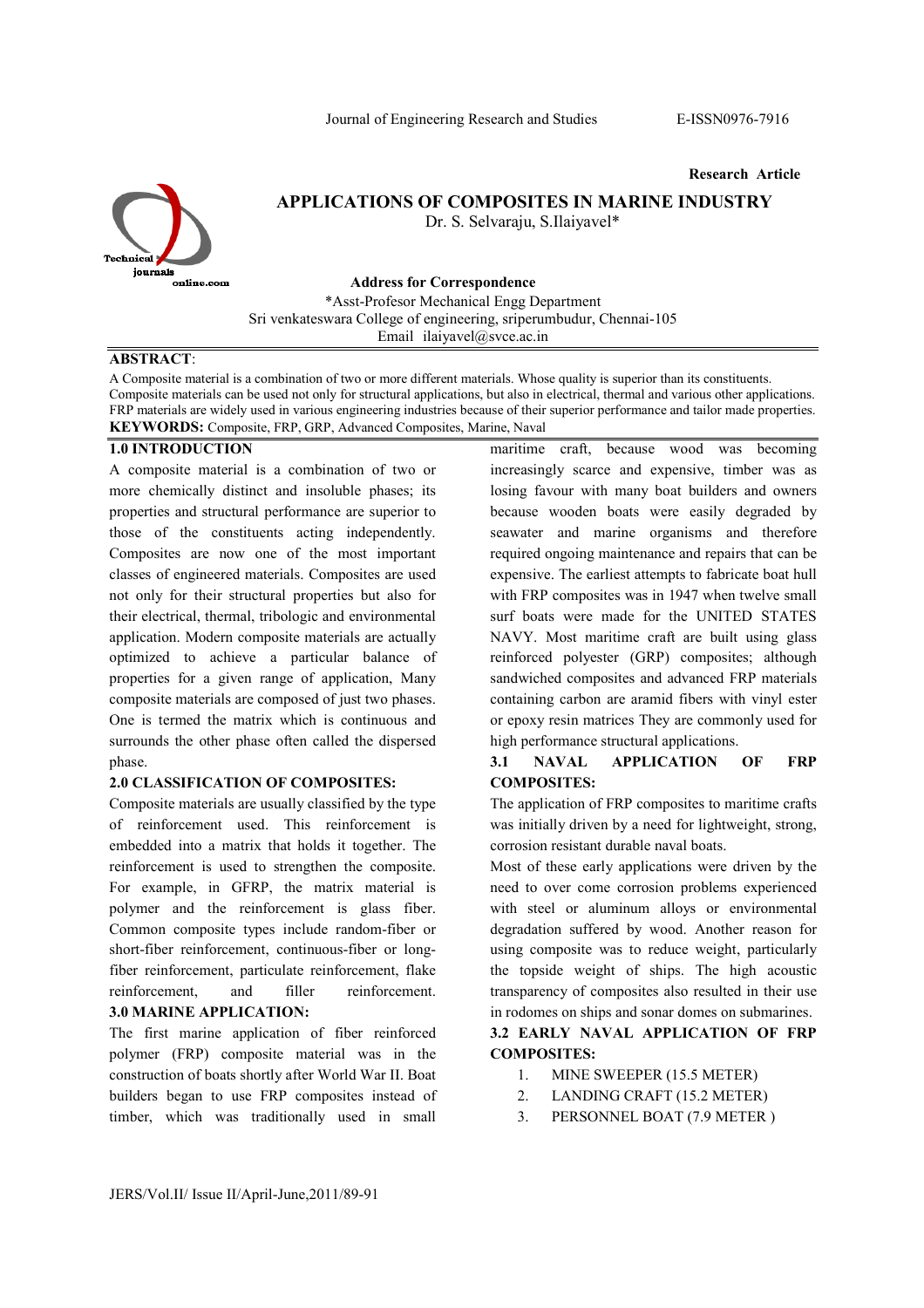Research Article

# APPLICATIONS OF COMPOSITES IN MARINE INDUSTRY

Dr. S. Selvaraju, S.Ilaiyavel*

**Address for Correspondence**

*Asst-Profesor Mechanical Engg Department
Sri venkateswara College of engineering, sriperumbudur, Chennai-105
Email ilaiyavel@svce.ac.in

**ABSTRACT**:

A Composite material is a combination of two or more different materials. Whose quality is superior than its constituents. Composite materials can be used not only for structural applications, but also in electrical, thermal and various other applications. FRP materials are widely used in various engineering industries because of their superior performance and tailor made properties.

**KEYWORDS:** Composite, FRP, GRP, Advanced Composites, Marine, Naval

## 1.0 INTRODUCTION

A composite material is a combination of two or more chemically distinct and insoluble phases; its properties and structural performance are superior to those of the constituents acting independently. Composites are now one of the most important classes of engineered materials. Composites are used not only for their structural properties but also for their electrical, thermal, tribologic and environmental application. Modern composite materials are actually optimized to achieve a particular balance of properties for a given range of application, Many composite materials are composed of just two phases. One is termed the matrix which is continuous and surrounds the other phase often called the dispersed phase.

## 2.0 CLASSIFICATION OF COMPOSITES:

Composite materials are usually classified by the type of reinforcement used. This reinforcement is embedded into a matrix that holds it together. The reinforcement is used to strengthen the composite. For example, in GFRP, the matrix material is polymer and the reinforcement is glass fiber. Common composite types include random-fiber or short-fiber reinforcement, continuous-fiber or long-fiber reinforcement, particulate reinforcement, flake reinforcement, and filler reinforcement.

## 3.0 MARINE APPLICATION:

The first marine application of fiber reinforced polymer (FRP) composite material was in the construction of boats shortly after World War II. Boat builders began to use FRP composites instead of timber, which was traditionally used in small maritime craft, because wood was becoming increasingly scarce and expensive, timber was as losing favour with many boat builders and owners because wooden boats were easily degraded by seawater and marine organisms and therefore required ongoing maintenance and repairs that can be expensive. The earliest attempts to fabricate boat hull with FRP composites was in 1947 when twelve small surf boats were made for the UNITED STATES NAVY. Most maritime craft are built using glass reinforced polyester (GRP) composites; although sandwiched composites and advanced FRP materials containing carbon are aramid fibers with vinyl ester or epoxy resin matrices They are commonly used for high performance structural applications.

### 3.1 NAVAL APPLICATION OF FRP COMPOSITES:

The application of FRP composites to maritime crafts was initially driven by a need for lightweight, strong, corrosion resistant durable naval boats.

Most of these early applications were driven by the need to over come corrosion problems experienced with steel or aluminum alloys or environmental degradation suffered by wood. Another reason for using composite was to reduce weight, particularly the topside weight of ships. The high acoustic transparency of composites also resulted in their use in rodomes on ships and sonar domes on submarines.

### 3.2 EARLY NAVAL APPLICATION OF FRP COMPOSITES:

1. MINE SWEEPER (15.5 METER)
2. LANDING CRAFT (15.2 METER)
3. PERSONNEL BOAT (7.9 METER )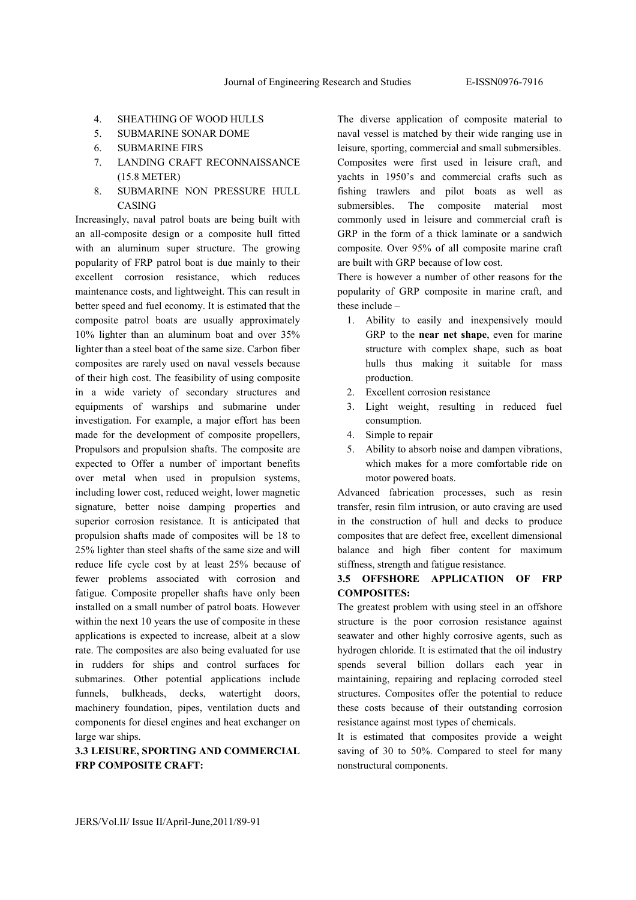4. SHEATHING OF WOOD HULLS
5. SUBMARINE SONAR DOME
6. SUBMARINE FIRS
7. LANDING CRAFT RECONNAISSANCE (15.8 METER)
8. SUBMARINE NON PRESSURE HULL CASING

Increasingly, naval patrol boats are being built with an all-composite design or a composite hull fitted with an aluminum super structure. The growing popularity of FRP patrol boat is due mainly to their excellent corrosion resistance, which reduces maintenance costs, and lightweight. This can result in better speed and fuel economy. It is estimated that the composite patrol boats are usually approximately 10% lighter than an aluminum boat and over 35% lighter than a steel boat of the same size. Carbon fiber composites are rarely used on naval vessels because of their high cost. The feasibility of using composite in a wide variety of secondary structures and equipments of warships and submarine under investigation. For example, a major effort has been made for the development of composite propellers, Propulsors and propulsion shafts. The composite are expected to Offer a number of important benefits over metal when used in propulsion systems, including lower cost, reduced weight, lower magnetic signature, better noise damping properties and superior corrosion resistance. It is anticipated that propulsion shafts made of composites will be 18 to 25% lighter than steel shafts of the same size and will reduce life cycle cost by at least 25% because of fewer problems associated with corrosion and fatigue. Composite propeller shafts have only been installed on a small number of patrol boats. However within the next 10 years the use of composite in these applications is expected to increase, albeit at a slow rate. The composites are also being evaluated for use in rudders for ships and control surfaces for submarines. Other potential applications include funnels, bulkheads, decks, watertight doors, machinery foundation, pipes, ventilation ducts and components for diesel engines and heat exchanger on large war ships.

### 3.3 LEISURE, SPORTING AND COMMERCIAL FRP COMPOSITE CRAFT:

The diverse application of composite material to naval vessel is matched by their wide ranging use in leisure, sporting, commercial and small submersibles. Composites were first used in leisure craft, and yachts in 1950's and commercial crafts such as fishing trawlers and pilot boats as well as submersibles. The composite material most commonly used in leisure and commercial craft is GRP in the form of a thick laminate or a sandwich composite. Over 95% of all composite marine craft are built with GRP because of low cost.

There is however a number of other reasons for the popularity of GRP composite in marine craft, and these include –

1. Ability to easily and inexpensively mould GRP to the **near net shape**, even for marine structure with complex shape, such as boat hulls thus making it suitable for mass production.
2. Excellent corrosion resistance
3. Light weight, resulting in reduced fuel consumption.
4. Simple to repair
5. Ability to absorb noise and dampen vibrations, which makes for a more comfortable ride on motor powered boats.

Advanced fabrication processes, such as resin transfer, resin film intrusion, or auto craving are used in the construction of hull and decks to produce composites that are defect free, excellent dimensional balance and high fiber content for maximum stiffness, strength and fatigue resistance.

### 3.5 OFFSHORE APPLICATION OF FRP COMPOSITES:

The greatest problem with using steel in an offshore structure is the poor corrosion resistance against seawater and other highly corrosive agents, such as hydrogen chloride. It is estimated that the oil industry spends several billion dollars each year in maintaining, repairing and replacing corroded steel structures. Composites offer the potential to reduce these costs because of their outstanding corrosion resistance against most types of chemicals.

It is estimated that composites provide a weight saving of 30 to 50%. Compared to steel for many nonstructural components.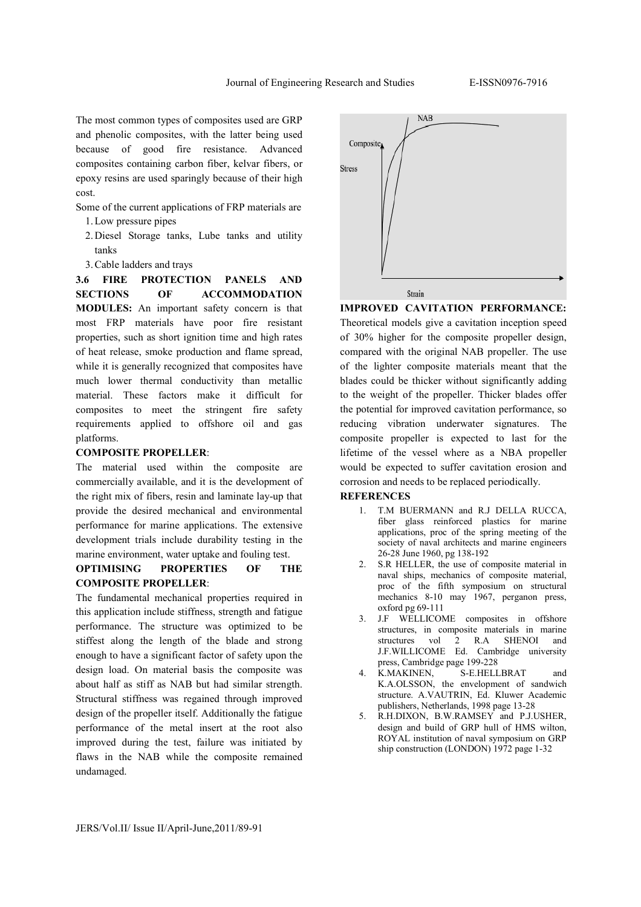The most common types of composites used are GRP and phenolic composites, with the latter being used because of good fire resistance. Advanced composites containing carbon fiber, kelvar fibers, or epoxy resins are used sparingly because of their high cost.

Some of the current applications of FRP materials are

1. Low pressure pipes
2. Diesel Storage tanks, Lube tanks and utility tanks
3. Cable ladders and trays

**3.6 FIRE PROTECTION PANELS AND SECTIONS OF ACCOMMODATION MODULES:** An important safety concern is that most FRP materials have poor fire resistant properties, such as short ignition time and high rates of heat release, smoke production and flame spread, while it is generally recognized that composites have much lower thermal conductivity than metallic material. These factors make it difficult for composites to meet the stringent fire safety requirements applied to offshore oil and gas platforms.

**COMPOSITE PROPELLER**:

The material used within the composite are commercially available, and it is the development of the right mix of fibers, resin and laminate lay-up that provide the desired mechanical and environmental performance for marine applications. The extensive development trials include durability testing in the marine environment, water uptake and fouling test.

**OPTIMISING PROPERTIES OF THE COMPOSITE PROPELLER**:

The fundamental mechanical properties required in this application include stiffness, strength and fatigue performance. The structure was optimized to be stiffest along the length of the blade and strong enough to have a significant factor of safety upon the design load. On material basis the composite was about half as stiff as NAB but had similar strength. Structural stiffness was regained through improved design of the propeller itself. Additionally the fatigue performance of the metal insert at the root also improved during the test, failure was initiated by flaws in the NAB while the composite remained undamaged.

NAB
Composite
Stress
Strain

**IMPROVED CAVITATION PERFORMANCE:** Theoretical models give a cavitation inception speed of 30% higher for the composite propeller design, compared with the original NAB propeller. The use of the lighter composite materials meant that the blades could be thicker without significantly adding to the weight of the propeller. Thicker blades offer the potential for improved cavitation performance, so reducing vibration underwater signatures. The composite propeller is expected to last for the lifetime of the vessel where as a NBA propeller would be expected to suffer cavitation erosion and corrosion and needs to be replaced periodically.

**REFERENCES**

1. T.M BUERMANN and R.J DELLA RUCCA, fiber glass reinforced plastics for marine applications, proc of the spring meeting of the society of naval architects and marine engineers 26-28 June 1960, pg 138-192
2. S.R HELLER, the use of composite material in naval ships, mechanics of composite material, proc of the fifth symposium on structural mechanics 8-10 may 1967, perganon press, oxford pg 69-111
3. J.F WELLICOME composites in offshore structures, in composite materials in marine structures vol 2 R.A SHENOI and J.F.WILLICOME Ed. Cambridge university press, Cambridge page 199-228
4. K.MAKINEN, S-E.HELLBRAT and K.A.OLSSON, the envelopment of sandwich structure. A.VAUTRIN, Ed. Kluwer Academic publishers, Netherlands, 1998 page 13-28
5. R.H.DIXON, B.W.RAMSEY and P.J.USHER, design and build of GRP hull of HMS wilton, ROYAL institution of naval symposium on GRP ship construction (LONDON) 1972 page 1-32